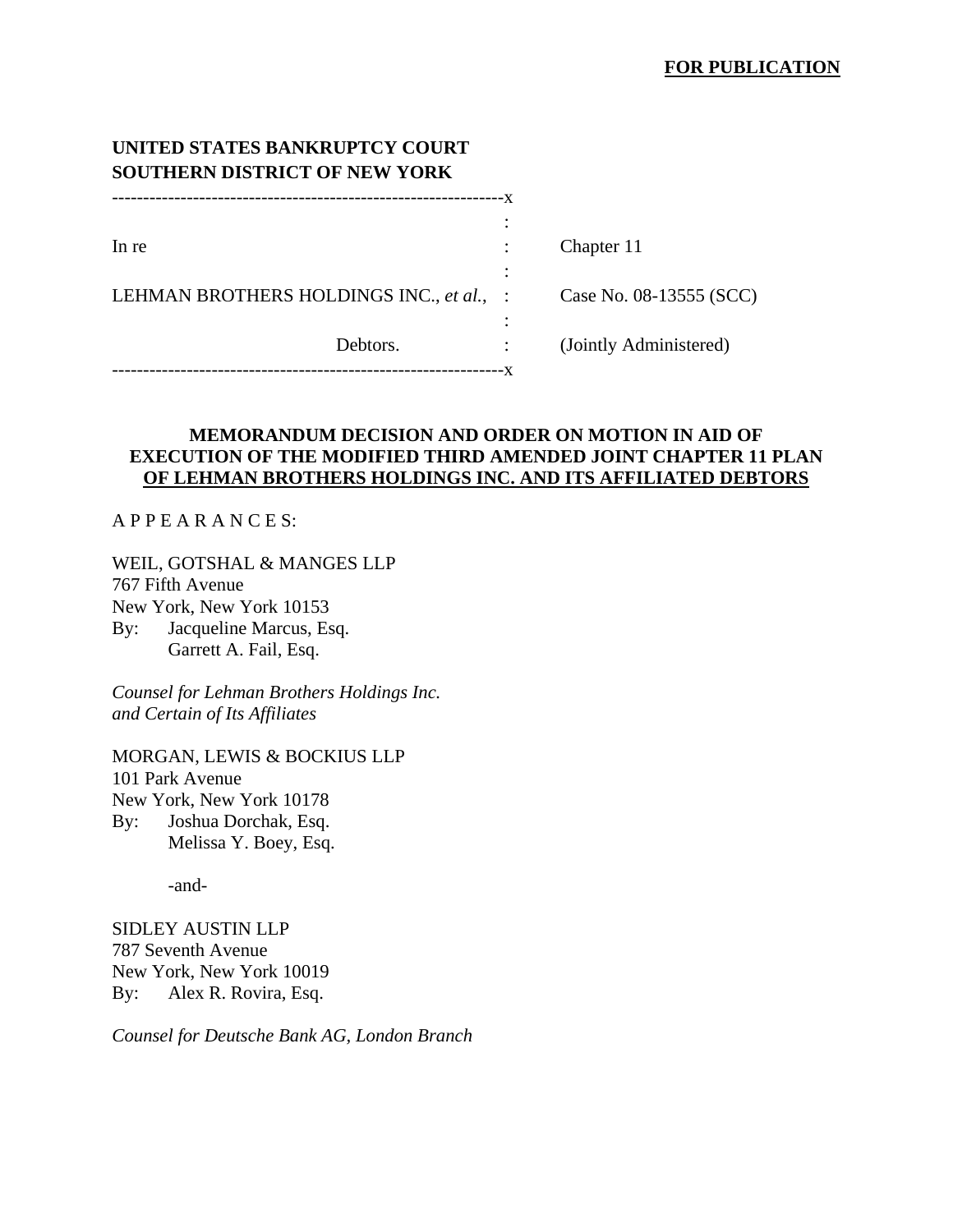**FOR PUBLICATION**

**UNITED STATES BANKRUPTCY COURT**
**SOUTHERN DISTRICT OF NEW YORK**

| | | |
|---|---|---|
| In re | : | Chapter 11 |
| LEHMAN BROTHERS HOLDINGS INC., *et al.*, | : | Case No. 08-13555 (SCC) |
| Debtors. | : | (Jointly Administered) |

**MEMORANDUM DECISION AND ORDER ON MOTION IN AID OF EXECUTION OF THE MODIFIED THIRD AMENDED JOINT CHAPTER 11 PLAN OF LEHMAN BROTHERS HOLDINGS INC. AND ITS AFFILIATED DEBTORS**

A P P E A R A N C E S:

WEIL, GOTSHAL & MANGES LLP
767 Fifth Avenue
New York, New York 10153
By: Jacqueline Marcus, Esq.
Garrett A. Fail, Esq.

*Counsel for Lehman Brothers Holdings Inc. and Certain of Its Affiliates*

MORGAN, LEWIS & BOCKIUS LLP
101 Park Avenue
New York, New York 10178
By: Joshua Dorchak, Esq.
Melissa Y. Boey, Esq.

-and-

SIDLEY AUSTIN LLP
787 Seventh Avenue
New York, New York 10019
By: Alex R. Rovira, Esq.

*Counsel for Deutsche Bank AG, London Branch*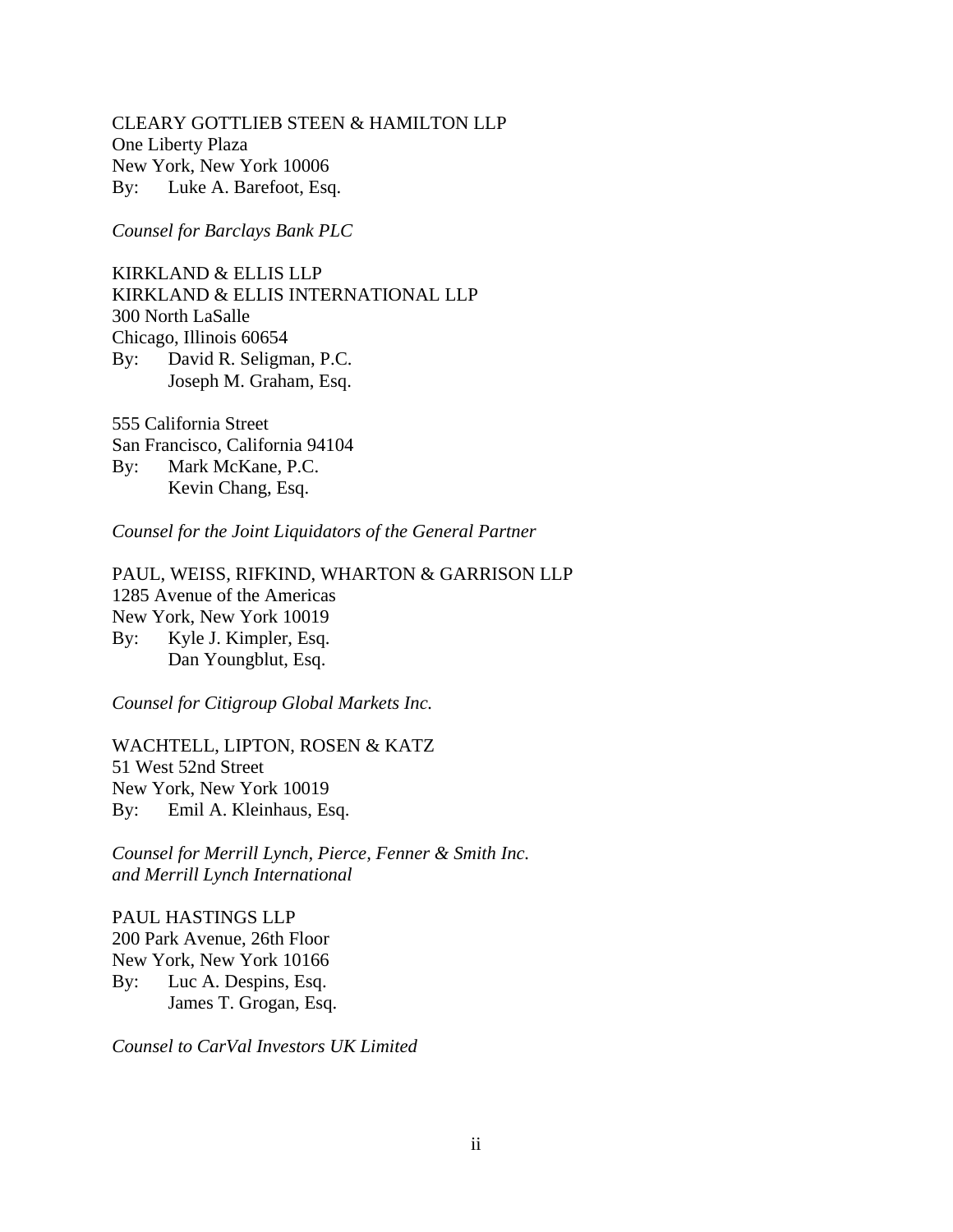CLEARY GOTTLIEB STEEN & HAMILTON LLP
One Liberty Plaza
New York, New York 10006
By: Luke A. Barefoot, Esq.

*Counsel for Barclays Bank PLC*

KIRKLAND & ELLIS LLP
KIRKLAND & ELLIS INTERNATIONAL LLP
300 North LaSalle
Chicago, Illinois 60654
By: David R. Seligman, P.C.
Joseph M. Graham, Esq.

555 California Street
San Francisco, California 94104
By: Mark McKane, P.C.
Kevin Chang, Esq.

*Counsel for the Joint Liquidators of the General Partner*

PAUL, WEISS, RIFKIND, WHARTON & GARRISON LLP
1285 Avenue of the Americas
New York, New York 10019
By: Kyle J. Kimpler, Esq.
Dan Youngblut, Esq.

*Counsel for Citigroup Global Markets Inc.*

WACHTELL, LIPTON, ROSEN & KATZ
51 West 52nd Street
New York, New York 10019
By: Emil A. Kleinhaus, Esq.

*Counsel for Merrill Lynch, Pierce, Fenner & Smith Inc. and Merrill Lynch International*

PAUL HASTINGS LLP
200 Park Avenue, 26th Floor
New York, New York 10166
By: Luc A. Despins, Esq.
James T. Grogan, Esq.

*Counsel to CarVal Investors UK Limited*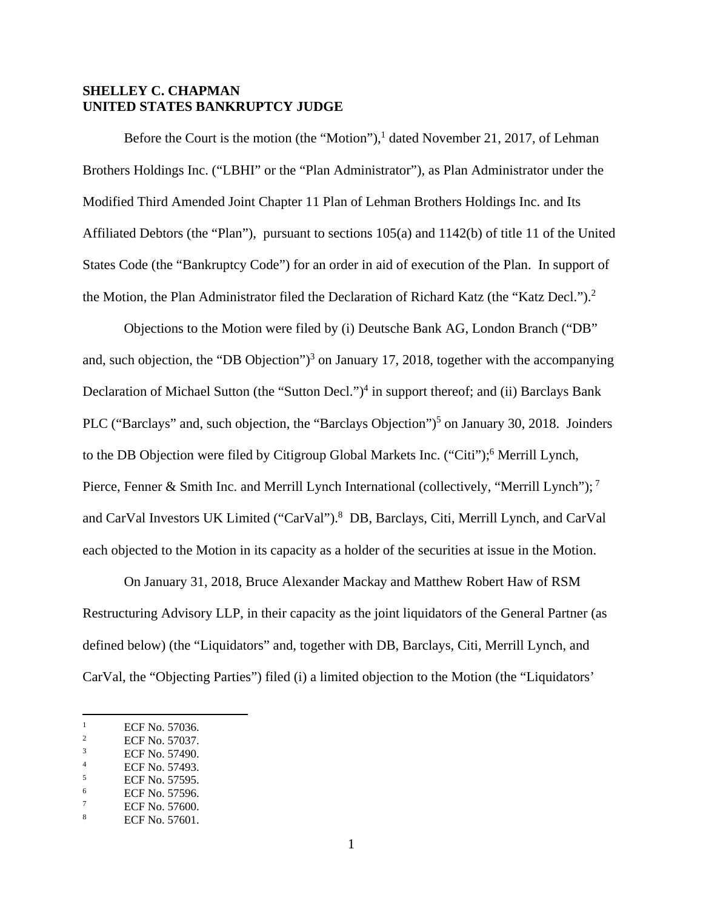**SHELLEY C. CHAPMAN**
**UNITED STATES BANKRUPTCY JUDGE**

Before the Court is the motion (the "Motion"),[1] dated November 21, 2017, of Lehman Brothers Holdings Inc. ("LBHI" or the "Plan Administrator"), as Plan Administrator under the Modified Third Amended Joint Chapter 11 Plan of Lehman Brothers Holdings Inc. and Its Affiliated Debtors (the "Plan"), pursuant to sections 105(a) and 1142(b) of title 11 of the United States Code (the "Bankruptcy Code") for an order in aid of execution of the Plan. In support of the Motion, the Plan Administrator filed the Declaration of Richard Katz (the "Katz Decl.").[2]

Objections to the Motion were filed by (i) Deutsche Bank AG, London Branch ("DB" and, such objection, the "DB Objection")[3] on January 17, 2018, together with the accompanying Declaration of Michael Sutton (the "Sutton Decl.")[4] in support thereof; and (ii) Barclays Bank PLC ("Barclays" and, such objection, the "Barclays Objection")[5] on January 30, 2018. Joinders to the DB Objection were filed by Citigroup Global Markets Inc. ("Citi");[6] Merrill Lynch, Pierce, Fenner & Smith Inc. and Merrill Lynch International (collectively, "Merrill Lynch");[7] and CarVal Investors UK Limited ("CarVal").[8] DB, Barclays, Citi, Merrill Lynch, and CarVal each objected to the Motion in its capacity as a holder of the securities at issue in the Motion.

On January 31, 2018, Bruce Alexander Mackay and Matthew Robert Haw of RSM Restructuring Advisory LLP, in their capacity as the joint liquidators of the General Partner (as defined below) (the "Liquidators" and, together with DB, Barclays, Citi, Merrill Lynch, and CarVal, the "Objecting Parties") filed (i) a limited objection to the Motion (the "Liquidators'

---

[1] ECF No. 57036.
[2] ECF No. 57037.
[3] ECF No. 57490.
[4] ECF No. 57493.
[5] ECF No. 57595.
[6] ECF No. 57596.
[7] ECF No. 57600.
[8] ECF No. 57601.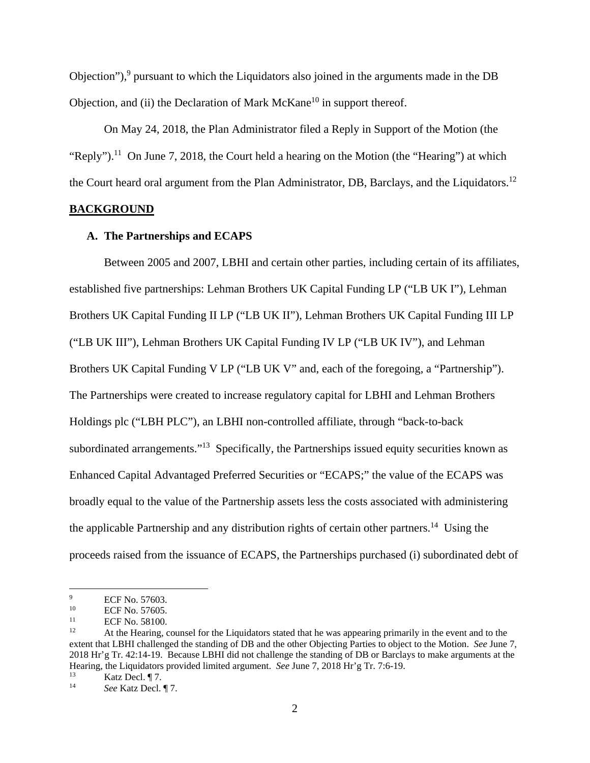Objection"),[9] pursuant to which the Liquidators also joined in the arguments made in the DB Objection, and (ii) the Declaration of Mark McKane[10] in support thereof.

On May 24, 2018, the Plan Administrator filed a Reply in Support of the Motion (the "Reply").[11] On June 7, 2018, the Court held a hearing on the Motion (the "Hearing") at which the Court heard oral argument from the Plan Administrator, DB, Barclays, and the Liquidators.[12]

## BACKGROUND

### A. The Partnerships and ECAPS

Between 2005 and 2007, LBHI and certain other parties, including certain of its affiliates, established five partnerships: Lehman Brothers UK Capital Funding LP ("LB UK I"), Lehman Brothers UK Capital Funding II LP ("LB UK II"), Lehman Brothers UK Capital Funding III LP ("LB UK III"), Lehman Brothers UK Capital Funding IV LP ("LB UK IV"), and Lehman Brothers UK Capital Funding V LP ("LB UK V" and, each of the foregoing, a "Partnership"). The Partnerships were created to increase regulatory capital for LBHI and Lehman Brothers Holdings plc ("LBH PLC"), an LBHI non-controlled affiliate, through "back-to-back subordinated arrangements."[13] Specifically, the Partnerships issued equity securities known as Enhanced Capital Advantaged Preferred Securities or "ECAPS;" the value of the ECAPS was broadly equal to the value of the Partnership assets less the costs associated with administering the applicable Partnership and any distribution rights of certain other partners.[14] Using the proceeds raised from the issuance of ECAPS, the Partnerships purchased (i) subordinated debt of

---

[9] ECF No. 57603.

[10] ECF No. 57605.

[11] ECF No. 58100.

[12] At the Hearing, counsel for the Liquidators stated that he was appearing primarily in the event and to the extent that LBHI challenged the standing of DB and the other Objecting Parties to object to the Motion. *See* June 7, 2018 Hr'g Tr. 42:14-19. Because LBHI did not challenge the standing of DB or Barclays to make arguments at the Hearing, the Liquidators provided limited argument. *See* June 7, 2018 Hr'g Tr. 7:6-19.

[13] Katz Decl. ¶ 7.

[14] *See* Katz Decl. ¶ 7.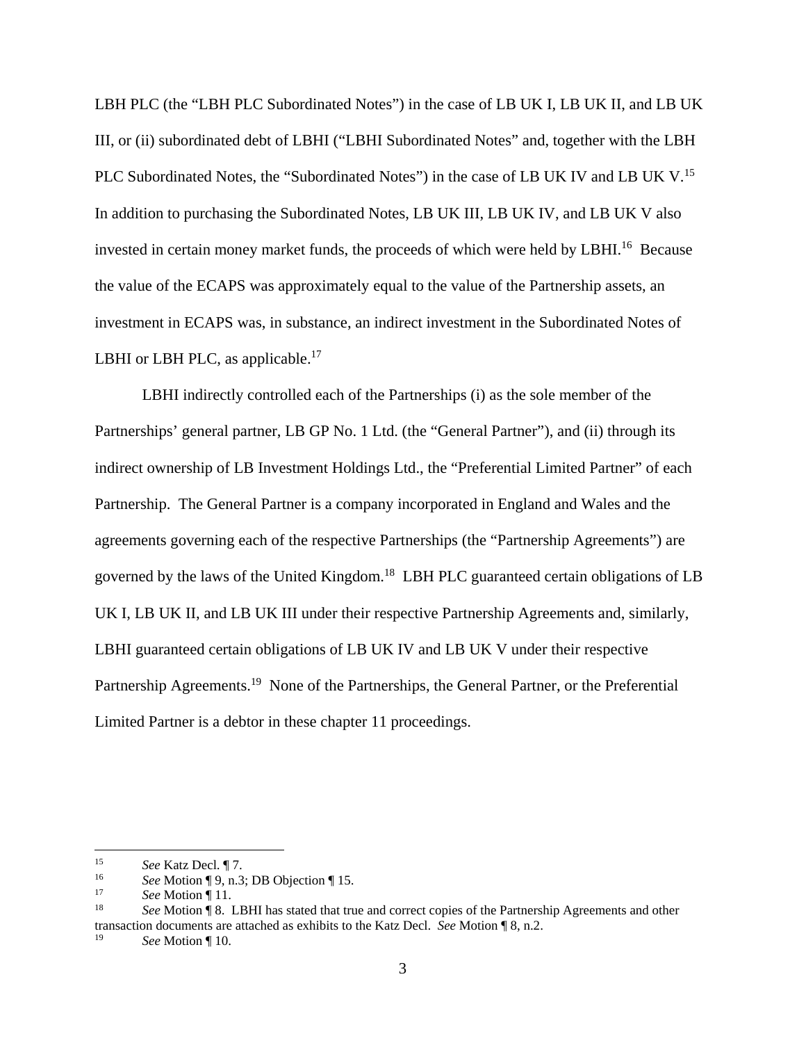LBH PLC (the "LBH PLC Subordinated Notes") in the case of LB UK I, LB UK II, and LB UK III, or (ii) subordinated debt of LBHI ("LBHI Subordinated Notes" and, together with the LBH PLC Subordinated Notes, the "Subordinated Notes") in the case of LB UK IV and LB UK V.[15] In addition to purchasing the Subordinated Notes, LB UK III, LB UK IV, and LB UK V also invested in certain money market funds, the proceeds of which were held by LBHI.[16] Because the value of the ECAPS was approximately equal to the value of the Partnership assets, an investment in ECAPS was, in substance, an indirect investment in the Subordinated Notes of LBHI or LBH PLC, as applicable.[17]

LBHI indirectly controlled each of the Partnerships (i) as the sole member of the Partnerships' general partner, LB GP No. 1 Ltd. (the "General Partner"), and (ii) through its indirect ownership of LB Investment Holdings Ltd., the "Preferential Limited Partner" of each Partnership. The General Partner is a company incorporated in England and Wales and the agreements governing each of the respective Partnerships (the "Partnership Agreements") are governed by the laws of the United Kingdom.[18] LBH PLC guaranteed certain obligations of LB UK I, LB UK II, and LB UK III under their respective Partnership Agreements and, similarly, LBHI guaranteed certain obligations of LB UK IV and LB UK V under their respective Partnership Agreements.[19] None of the Partnerships, the General Partner, or the Preferential Limited Partner is a debtor in these chapter 11 proceedings.

---

[15] *See* Katz Decl. ¶ 7.

[16] *See* Motion ¶ 9, n.3; DB Objection ¶ 15.

[17] *See* Motion ¶ 11.

[18] *See* Motion ¶ 8. LBHI has stated that true and correct copies of the Partnership Agreements and other transaction documents are attached as exhibits to the Katz Decl. *See* Motion ¶ 8, n.2.

[19] *See* Motion ¶ 10.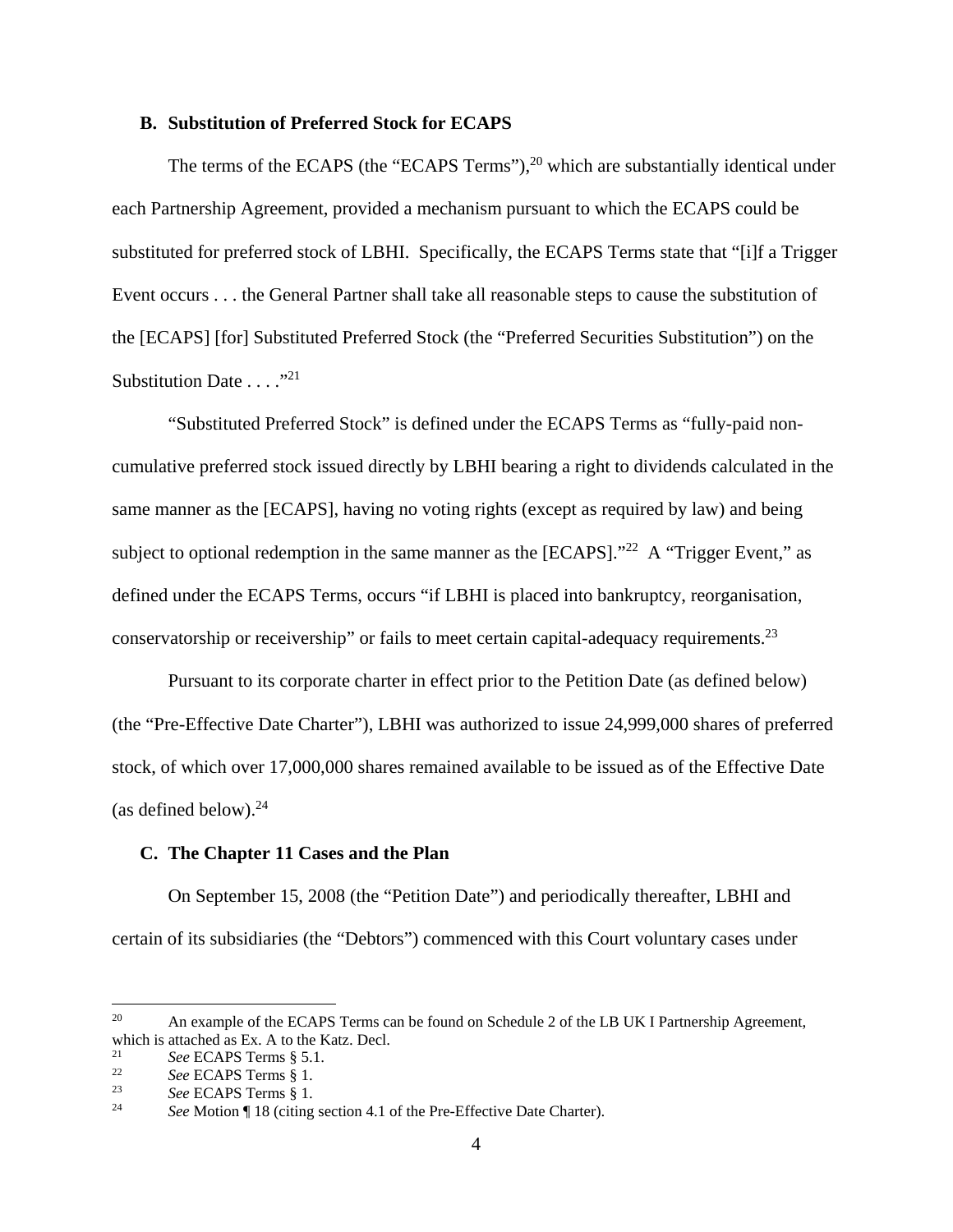### B. Substitution of Preferred Stock for ECAPS

The terms of the ECAPS (the "ECAPS Terms"),[20] which are substantially identical under each Partnership Agreement, provided a mechanism pursuant to which the ECAPS could be substituted for preferred stock of LBHI. Specifically, the ECAPS Terms state that "[i]f a Trigger Event occurs . . . the General Partner shall take all reasonable steps to cause the substitution of the [ECAPS] [for] Substituted Preferred Stock (the "Preferred Securities Substitution") on the Substitution Date . . . ."[21]

"Substituted Preferred Stock" is defined under the ECAPS Terms as "fully-paid non-cumulative preferred stock issued directly by LBHI bearing a right to dividends calculated in the same manner as the [ECAPS], having no voting rights (except as required by law) and being subject to optional redemption in the same manner as the [ECAPS]."[22] A "Trigger Event," as defined under the ECAPS Terms, occurs "if LBHI is placed into bankruptcy, reorganisation, conservatorship or receivership" or fails to meet certain capital-adequacy requirements.[23]

Pursuant to its corporate charter in effect prior to the Petition Date (as defined below) (the "Pre-Effective Date Charter"), LBHI was authorized to issue 24,999,000 shares of preferred stock, of which over 17,000,000 shares remained available to be issued as of the Effective Date (as defined below).[24]

### C. The Chapter 11 Cases and the Plan

On September 15, 2008 (the "Petition Date") and periodically thereafter, LBHI and certain of its subsidiaries (the "Debtors") commenced with this Court voluntary cases under

---

[20] An example of the ECAPS Terms can be found on Schedule 2 of the LB UK I Partnership Agreement, which is attached as Ex. A to the Katz. Decl.

[21] *See* ECAPS Terms § 5.1.

[22] *See* ECAPS Terms § 1.

[23] *See* ECAPS Terms § 1.

[24] *See* Motion ¶ 18 (citing section 4.1 of the Pre-Effective Date Charter).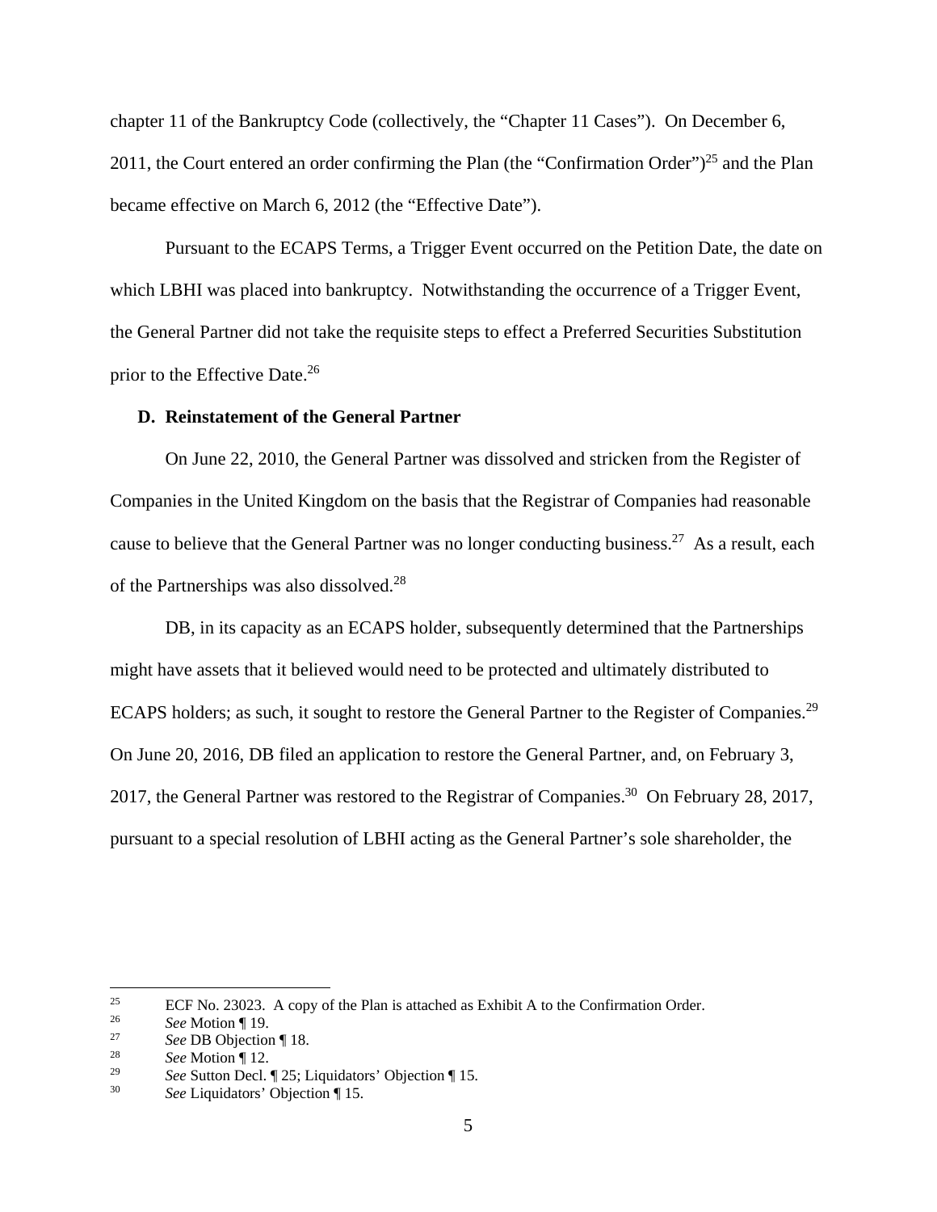chapter 11 of the Bankruptcy Code (collectively, the "Chapter 11 Cases"). On December 6, 2011, the Court entered an order confirming the Plan (the "Confirmation Order")[25] and the Plan became effective on March 6, 2012 (the "Effective Date").

Pursuant to the ECAPS Terms, a Trigger Event occurred on the Petition Date, the date on which LBHI was placed into bankruptcy. Notwithstanding the occurrence of a Trigger Event, the General Partner did not take the requisite steps to effect a Preferred Securities Substitution prior to the Effective Date.[26]

### D. Reinstatement of the General Partner

On June 22, 2010, the General Partner was dissolved and stricken from the Register of Companies in the United Kingdom on the basis that the Registrar of Companies had reasonable cause to believe that the General Partner was no longer conducting business.[27] As a result, each of the Partnerships was also dissolved.[28]

DB, in its capacity as an ECAPS holder, subsequently determined that the Partnerships might have assets that it believed would need to be protected and ultimately distributed to ECAPS holders; as such, it sought to restore the General Partner to the Register of Companies.[29] On June 20, 2016, DB filed an application to restore the General Partner, and, on February 3, 2017, the General Partner was restored to the Registrar of Companies.[30] On February 28, 2017, pursuant to a special resolution of LBHI acting as the General Partner's sole shareholder, the

---

[25] ECF No. 23023. A copy of the Plan is attached as Exhibit A to the Confirmation Order.

[26] *See* Motion ¶ 19.

[27] *See* DB Objection ¶ 18.

[28] *See* Motion ¶ 12.

[29] *See* Sutton Decl. ¶ 25; Liquidators' Objection ¶ 15.

[30] *See* Liquidators' Objection ¶ 15.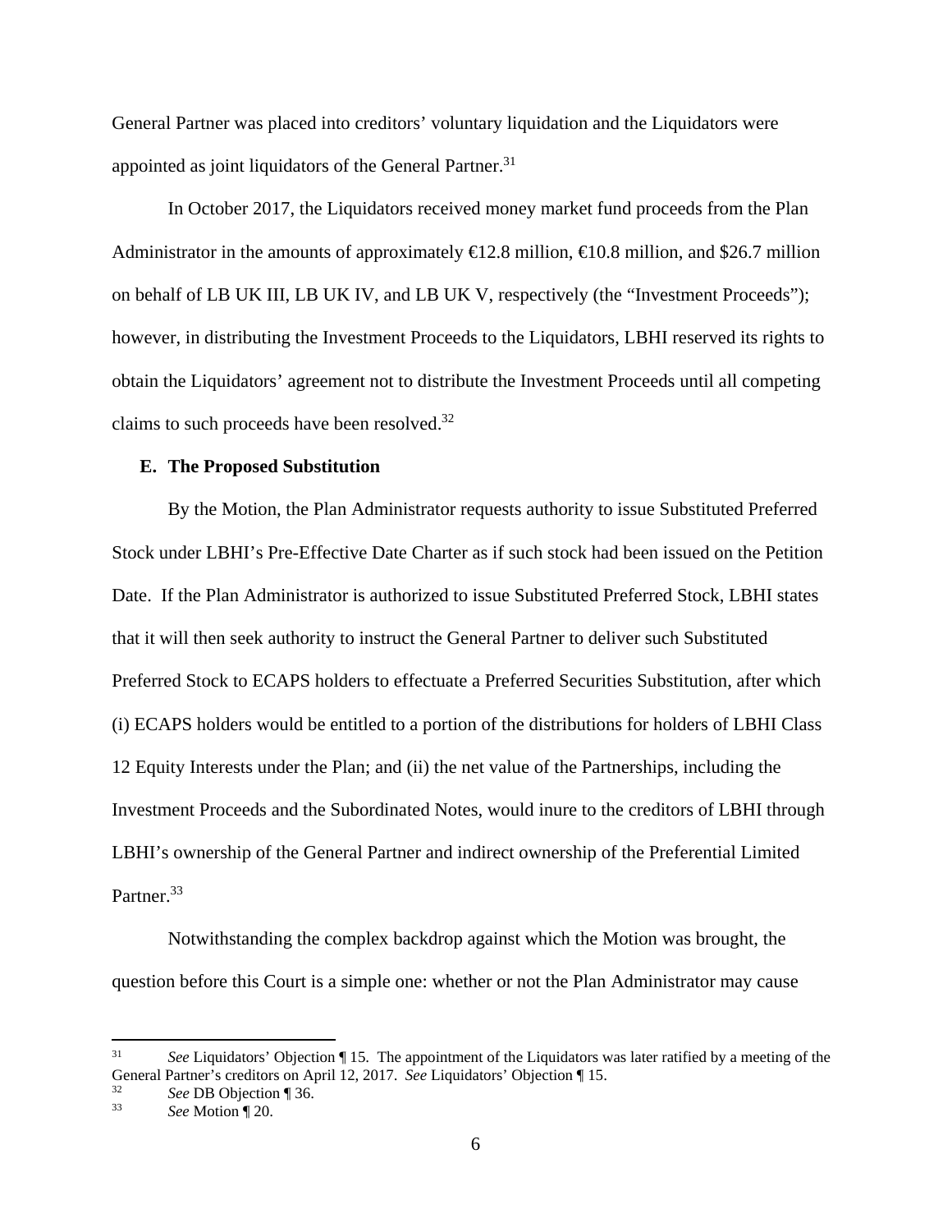General Partner was placed into creditors' voluntary liquidation and the Liquidators were appointed as joint liquidators of the General Partner.[31]

In October 2017, the Liquidators received money market fund proceeds from the Plan Administrator in the amounts of approximately €12.8 million, €10.8 million, and $26.7 million on behalf of LB UK III, LB UK IV, and LB UK V, respectively (the "Investment Proceeds"); however, in distributing the Investment Proceeds to the Liquidators, LBHI reserved its rights to obtain the Liquidators' agreement not to distribute the Investment Proceeds until all competing claims to such proceeds have been resolved.[32]

**E. The Proposed Substitution**

By the Motion, the Plan Administrator requests authority to issue Substituted Preferred Stock under LBHI's Pre-Effective Date Charter as if such stock had been issued on the Petition Date. If the Plan Administrator is authorized to issue Substituted Preferred Stock, LBHI states that it will then seek authority to instruct the General Partner to deliver such Substituted Preferred Stock to ECAPS holders to effectuate a Preferred Securities Substitution, after which (i) ECAPS holders would be entitled to a portion of the distributions for holders of LBHI Class 12 Equity Interests under the Plan; and (ii) the net value of the Partnerships, including the Investment Proceeds and the Subordinated Notes, would inure to the creditors of LBHI through LBHI's ownership of the General Partner and indirect ownership of the Preferential Limited Partner.[33]

Notwithstanding the complex backdrop against which the Motion was brought, the question before this Court is a simple one: whether or not the Plan Administrator may cause

---

[31] *See* Liquidators' Objection ¶ 15. The appointment of the Liquidators was later ratified by a meeting of the General Partner's creditors on April 12, 2017. *See* Liquidators' Objection ¶ 15.

[32] *See* DB Objection ¶ 36.

[33] *See* Motion ¶ 20.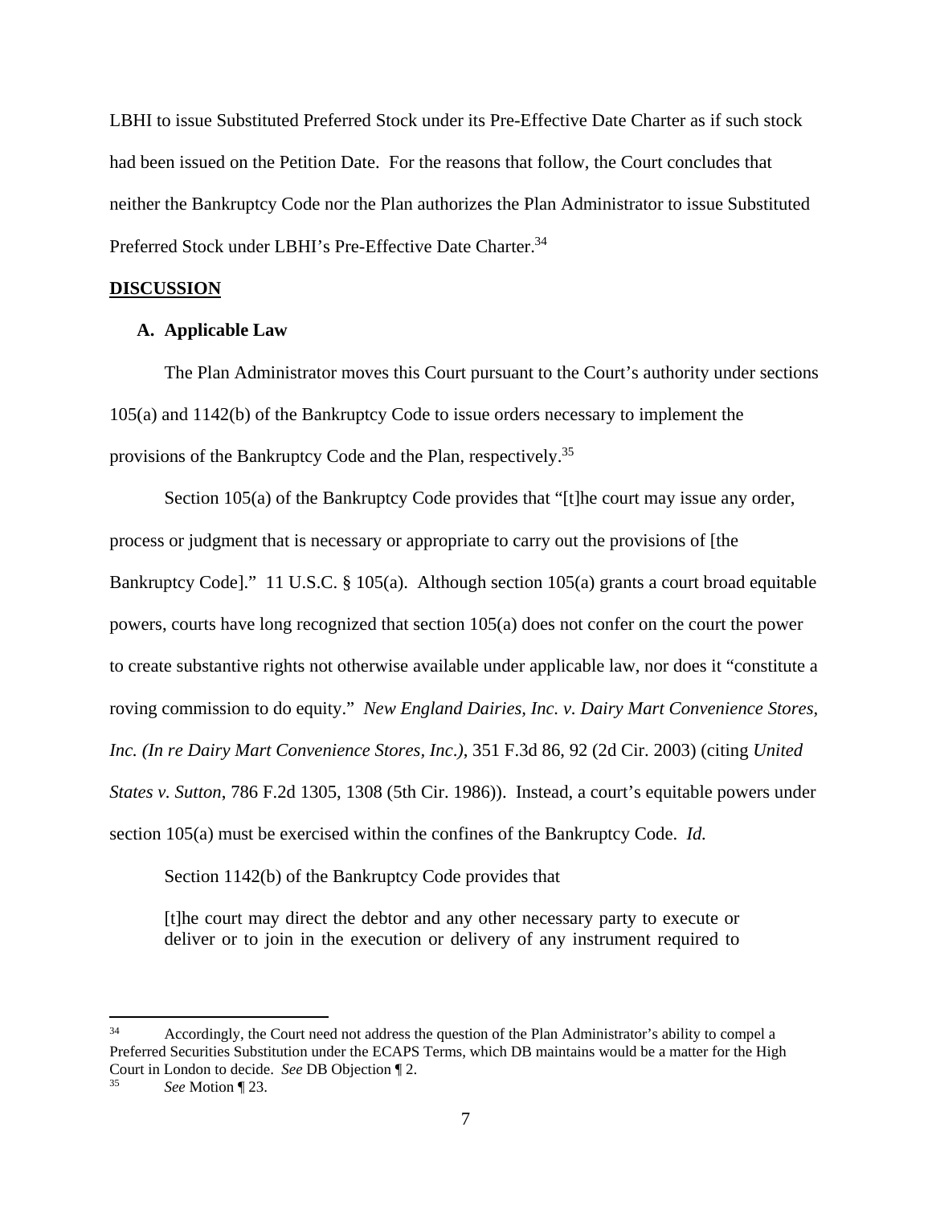LBHI to issue Substituted Preferred Stock under its Pre-Effective Date Charter as if such stock had been issued on the Petition Date. For the reasons that follow, the Court concludes that neither the Bankruptcy Code nor the Plan authorizes the Plan Administrator to issue Substituted Preferred Stock under LBHI's Pre-Effective Date Charter.[34]

## DISCUSSION

### A. Applicable Law

The Plan Administrator moves this Court pursuant to the Court's authority under sections 105(a) and 1142(b) of the Bankruptcy Code to issue orders necessary to implement the provisions of the Bankruptcy Code and the Plan, respectively.[35]

Section 105(a) of the Bankruptcy Code provides that "[t]he court may issue any order, process or judgment that is necessary or appropriate to carry out the provisions of [the Bankruptcy Code]." 11 U.S.C. § 105(a). Although section 105(a) grants a court broad equitable powers, courts have long recognized that section 105(a) does not confer on the court the power to create substantive rights not otherwise available under applicable law, nor does it "constitute a roving commission to do equity." *New England Dairies, Inc. v. Dairy Mart Convenience Stores, Inc. (In re Dairy Mart Convenience Stores, Inc.)*, 351 F.3d 86, 92 (2d Cir. 2003) (citing *United States v. Sutton*, 786 F.2d 1305, 1308 (5th Cir. 1986)). Instead, a court's equitable powers under section 105(a) must be exercised within the confines of the Bankruptcy Code. *Id.*

Section 1142(b) of the Bankruptcy Code provides that

> [t]he court may direct the debtor and any other necessary party to execute or deliver or to join in the execution or delivery of any instrument required to

---

[34] Accordingly, the Court need not address the question of the Plan Administrator's ability to compel a Preferred Securities Substitution under the ECAPS Terms, which DB maintains would be a matter for the High Court in London to decide. *See* DB Objection ¶ 2.

[35] *See* Motion ¶ 23.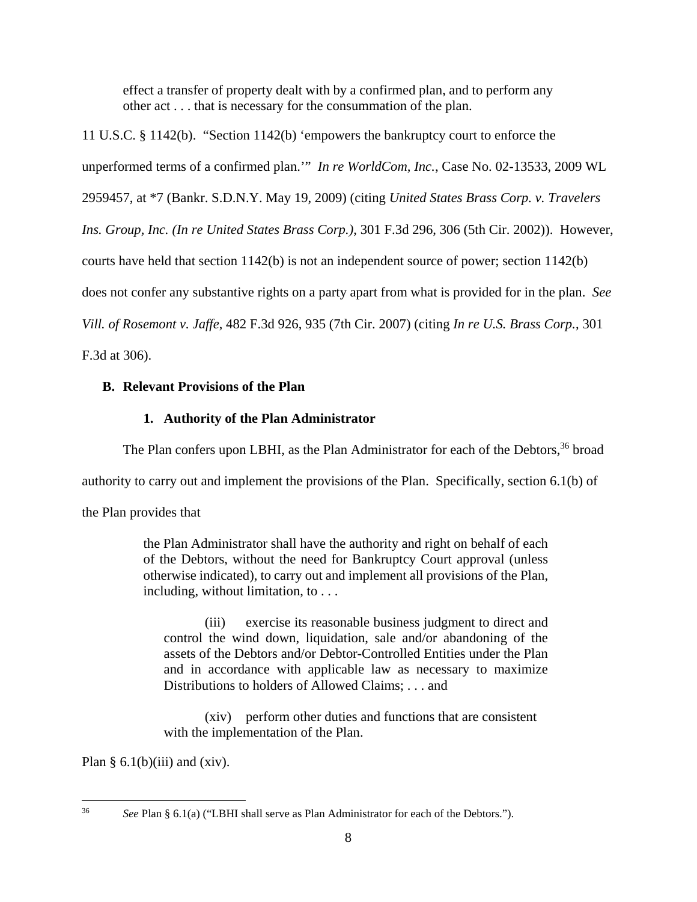effect a transfer of property dealt with by a confirmed plan, and to perform any other act . . . that is necessary for the consummation of the plan.

11 U.S.C. § 1142(b). "Section 1142(b) 'empowers the bankruptcy court to enforce the unperformed terms of a confirmed plan.'" *In re WorldCom, Inc.*, Case No. 02-13533, 2009 WL 2959457, at *7 (Bankr. S.D.N.Y. May 19, 2009) (citing *United States Brass Corp. v. Travelers Ins. Group, Inc. (In re United States Brass Corp.)*, 301 F.3d 296, 306 (5th Cir. 2002)). However, courts have held that section 1142(b) is not an independent source of power; section 1142(b) does not confer any substantive rights on a party apart from what is provided for in the plan. *See Vill. of Rosemont v. Jaffe*, 482 F.3d 926, 935 (7th Cir. 2007) (citing *In re U.S. Brass Corp.*, 301 F.3d at 306).

### B. Relevant Provisions of the Plan

#### 1. Authority of the Plan Administrator

The Plan confers upon LBHI, as the Plan Administrator for each of the Debtors,[36] broad authority to carry out and implement the provisions of the Plan. Specifically, section 6.1(b) of the Plan provides that

> the Plan Administrator shall have the authority and right on behalf of each of the Debtors, without the need for Bankruptcy Court approval (unless otherwise indicated), to carry out and implement all provisions of the Plan, including, without limitation, to . . .
>
> (iii) exercise its reasonable business judgment to direct and control the wind down, liquidation, sale and/or abandoning of the assets of the Debtors and/or Debtor-Controlled Entities under the Plan and in accordance with applicable law as necessary to maximize Distributions to holders of Allowed Claims; . . . and
>
> (xiv) perform other duties and functions that are consistent with the implementation of the Plan.

Plan § 6.1(b)(iii) and (xiv).

---

[36] *See* Plan § 6.1(a) ("LBHI shall serve as Plan Administrator for each of the Debtors.").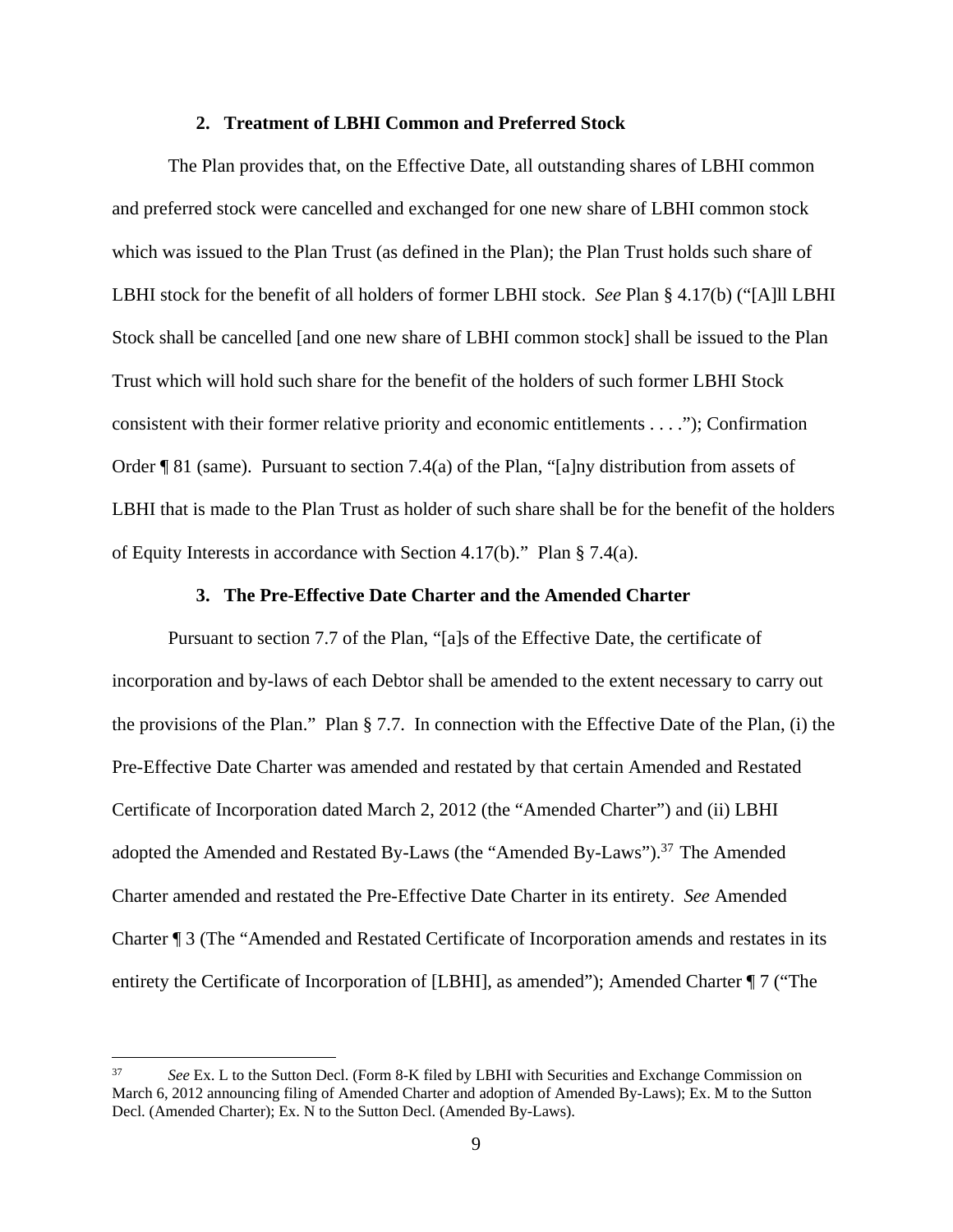### 2. Treatment of LBHI Common and Preferred Stock

The Plan provides that, on the Effective Date, all outstanding shares of LBHI common and preferred stock were cancelled and exchanged for one new share of LBHI common stock which was issued to the Plan Trust (as defined in the Plan); the Plan Trust holds such share of LBHI stock for the benefit of all holders of former LBHI stock. *See* Plan § 4.17(b) ("[A]ll LBHI Stock shall be cancelled [and one new share of LBHI common stock] shall be issued to the Plan Trust which will hold such share for the benefit of the holders of such former LBHI Stock consistent with their former relative priority and economic entitlements . . . ."); Confirmation Order ¶ 81 (same). Pursuant to section 7.4(a) of the Plan, "[a]ny distribution from assets of LBHI that is made to the Plan Trust as holder of such share shall be for the benefit of the holders of Equity Interests in accordance with Section 4.17(b)." Plan § 7.4(a).

### 3. The Pre-Effective Date Charter and the Amended Charter

Pursuant to section 7.7 of the Plan, "[a]s of the Effective Date, the certificate of incorporation and by-laws of each Debtor shall be amended to the extent necessary to carry out the provisions of the Plan." Plan § 7.7. In connection with the Effective Date of the Plan, (i) the Pre-Effective Date Charter was amended and restated by that certain Amended and Restated Certificate of Incorporation dated March 2, 2012 (the "Amended Charter") and (ii) LBHI adopted the Amended and Restated By-Laws (the "Amended By-Laws").[37] The Amended Charter amended and restated the Pre-Effective Date Charter in its entirety. *See* Amended Charter ¶ 3 (The "Amended and Restated Certificate of Incorporation amends and restates in its entirety the Certificate of Incorporation of [LBHI], as amended"); Amended Charter ¶ 7 ("The

---

[37] *See* Ex. L to the Sutton Decl. (Form 8-K filed by LBHI with Securities and Exchange Commission on March 6, 2012 announcing filing of Amended Charter and adoption of Amended By-Laws); Ex. M to the Sutton Decl. (Amended Charter); Ex. N to the Sutton Decl. (Amended By-Laws).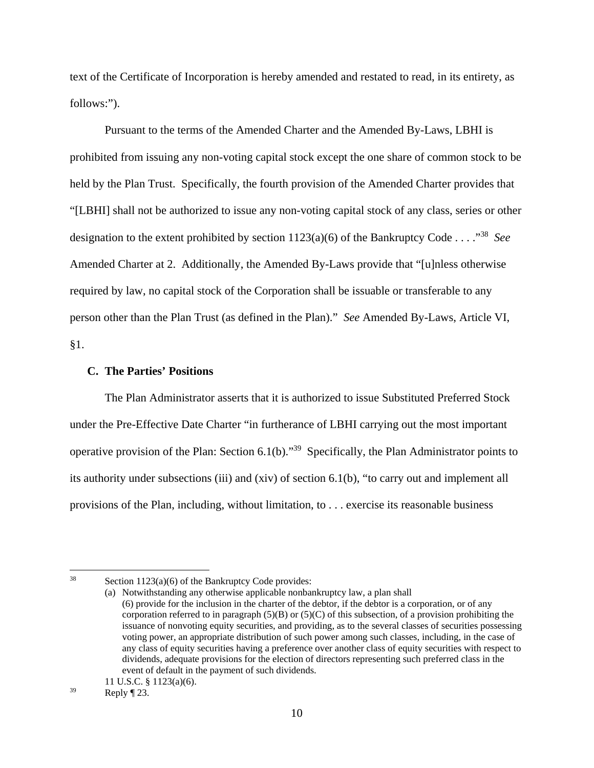text of the Certificate of Incorporation is hereby amended and restated to read, in its entirety, as follows:").

Pursuant to the terms of the Amended Charter and the Amended By-Laws, LBHI is prohibited from issuing any non-voting capital stock except the one share of common stock to be held by the Plan Trust. Specifically, the fourth provision of the Amended Charter provides that "[LBHI] shall not be authorized to issue any non-voting capital stock of any class, series or other designation to the extent prohibited by section 1123(a)(6) of the Bankruptcy Code . . . ."[38] *See* Amended Charter at 2. Additionally, the Amended By-Laws provide that "[u]nless otherwise required by law, no capital stock of the Corporation shall be issuable or transferable to any person other than the Plan Trust (as defined in the Plan)." *See* Amended By-Laws, Article VI, §1.

### C. The Parties' Positions

The Plan Administrator asserts that it is authorized to issue Substituted Preferred Stock under the Pre-Effective Date Charter "in furtherance of LBHI carrying out the most important operative provision of the Plan: Section 6.1(b)."[39] Specifically, the Plan Administrator points to its authority under subsections (iii) and (xiv) of section 6.1(b), "to carry out and implement all provisions of the Plan, including, without limitation, to . . . exercise its reasonable business

---

[38] Section 1123(a)(6) of the Bankruptcy Code provides:

(a) Notwithstanding any otherwise applicable nonbankruptcy law, a plan shall
(6) provide for the inclusion in the charter of the debtor, if the debtor is a corporation, or of any corporation referred to in paragraph (5)(B) or (5)(C) of this subsection, of a provision prohibiting the issuance of nonvoting equity securities, and providing, as to the several classes of securities possessing voting power, an appropriate distribution of such power among such classes, including, in the case of any class of equity securities having a preference over another class of equity securities with respect to dividends, adequate provisions for the election of directors representing such preferred class in the event of default in the payment of such dividends.

11 U.S.C. § 1123(a)(6).

[39] Reply ¶ 23.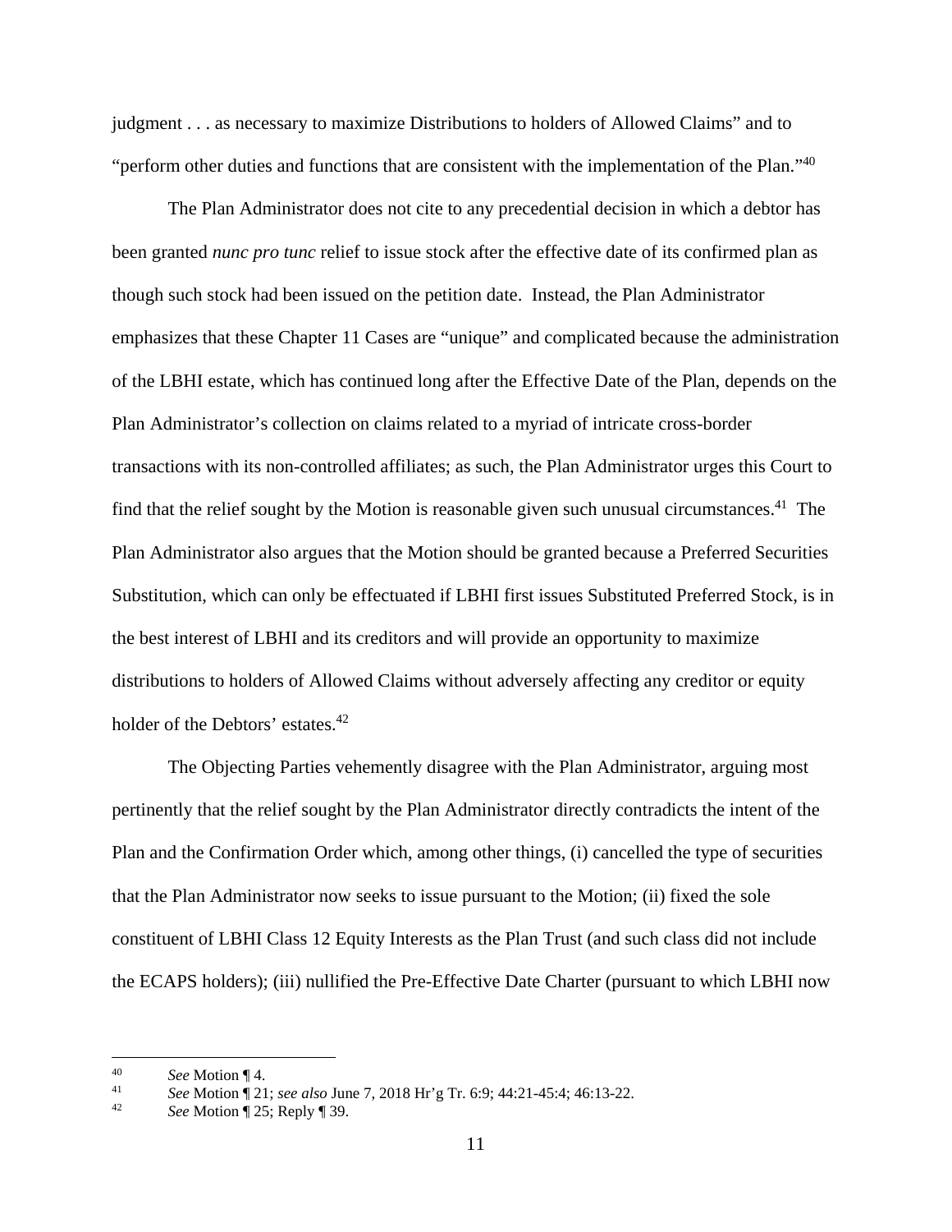judgment . . . as necessary to maximize Distributions to holders of Allowed Claims" and to "perform other duties and functions that are consistent with the implementation of the Plan."[40]

The Plan Administrator does not cite to any precedential decision in which a debtor has been granted *nunc pro tunc* relief to issue stock after the effective date of its confirmed plan as though such stock had been issued on the petition date. Instead, the Plan Administrator emphasizes that these Chapter 11 Cases are "unique" and complicated because the administration of the LBHI estate, which has continued long after the Effective Date of the Plan, depends on the Plan Administrator's collection on claims related to a myriad of intricate cross-border transactions with its non-controlled affiliates; as such, the Plan Administrator urges this Court to find that the relief sought by the Motion is reasonable given such unusual circumstances.[41] The Plan Administrator also argues that the Motion should be granted because a Preferred Securities Substitution, which can only be effectuated if LBHI first issues Substituted Preferred Stock, is in the best interest of LBHI and its creditors and will provide an opportunity to maximize distributions to holders of Allowed Claims without adversely affecting any creditor or equity holder of the Debtors' estates.[42]

The Objecting Parties vehemently disagree with the Plan Administrator, arguing most pertinently that the relief sought by the Plan Administrator directly contradicts the intent of the Plan and the Confirmation Order which, among other things, (i) cancelled the type of securities that the Plan Administrator now seeks to issue pursuant to the Motion; (ii) fixed the sole constituent of LBHI Class 12 Equity Interests as the Plan Trust (and such class did not include the ECAPS holders); (iii) nullified the Pre-Effective Date Charter (pursuant to which LBHI now

---

[40] *See* Motion ¶ 4.

[41] *See* Motion ¶ 21; *see also* June 7, 2018 Hr'g Tr. 6:9; 44:21-45:4; 46:13-22.

[42] *See* Motion ¶ 25; Reply ¶ 39.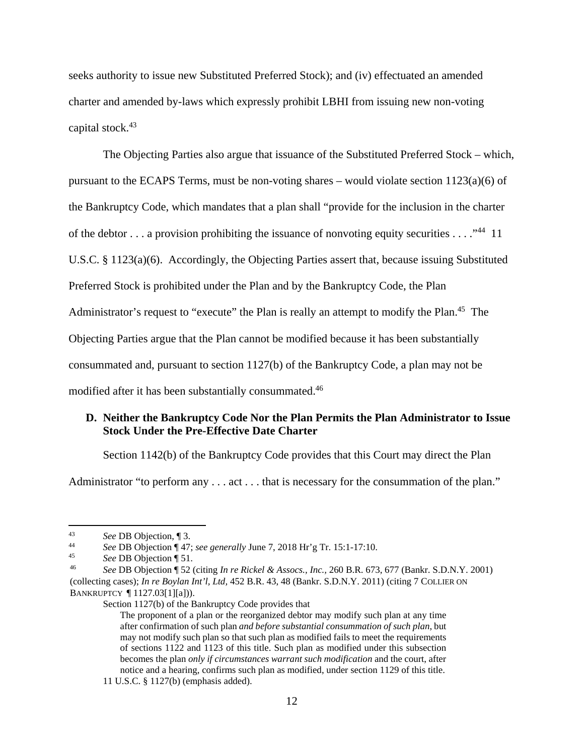seeks authority to issue new Substituted Preferred Stock); and (iv) effectuated an amended charter and amended by-laws which expressly prohibit LBHI from issuing new non-voting capital stock.[43]

The Objecting Parties also argue that issuance of the Substituted Preferred Stock – which, pursuant to the ECAPS Terms, must be non-voting shares – would violate section 1123(a)(6) of the Bankruptcy Code, which mandates that a plan shall "provide for the inclusion in the charter of the debtor . . . a provision prohibiting the issuance of nonvoting equity securities . . . ."[44] 11 U.S.C. § 1123(a)(6). Accordingly, the Objecting Parties assert that, because issuing Substituted Preferred Stock is prohibited under the Plan and by the Bankruptcy Code, the Plan Administrator's request to "execute" the Plan is really an attempt to modify the Plan.[45] The Objecting Parties argue that the Plan cannot be modified because it has been substantially consummated and, pursuant to section 1127(b) of the Bankruptcy Code, a plan may not be modified after it has been substantially consummated.[46]

### D. Neither the Bankruptcy Code Nor the Plan Permits the Plan Administrator to Issue Stock Under the Pre-Effective Date Charter

Section 1142(b) of the Bankruptcy Code provides that this Court may direct the Plan Administrator "to perform any . . . act . . . that is necessary for the consummation of the plan."

---

[43] *See* DB Objection, ¶ 3.

[44] *See* DB Objection ¶ 47; *see generally* June 7, 2018 Hr'g Tr. 15:1-17:10.

[45] *See* DB Objection ¶ 51.

[46] *See* DB Objection ¶ 52 (citing *In re Rickel & Assocs., Inc.*, 260 B.R. 673, 677 (Bankr. S.D.N.Y. 2001) (collecting cases); *In re Boylan Int'l, Ltd*, 452 B.R. 43, 48 (Bankr. S.D.N.Y. 2011) (citing 7 COLLIER ON BANKRUPTCY ¶ 1127.03[1][a])).

Section 1127(b) of the Bankruptcy Code provides that

> The proponent of a plan or the reorganized debtor may modify such plan at any time after confirmation of such plan *and before substantial consummation of such plan*, but may not modify such plan so that such plan as modified fails to meet the requirements of sections 1122 and 1123 of this title. Such plan as modified under this subsection becomes the plan *only if circumstances warrant such modification* and the court, after notice and a hearing, confirms such plan as modified, under section 1129 of this title.

11 U.S.C. § 1127(b) (emphasis added).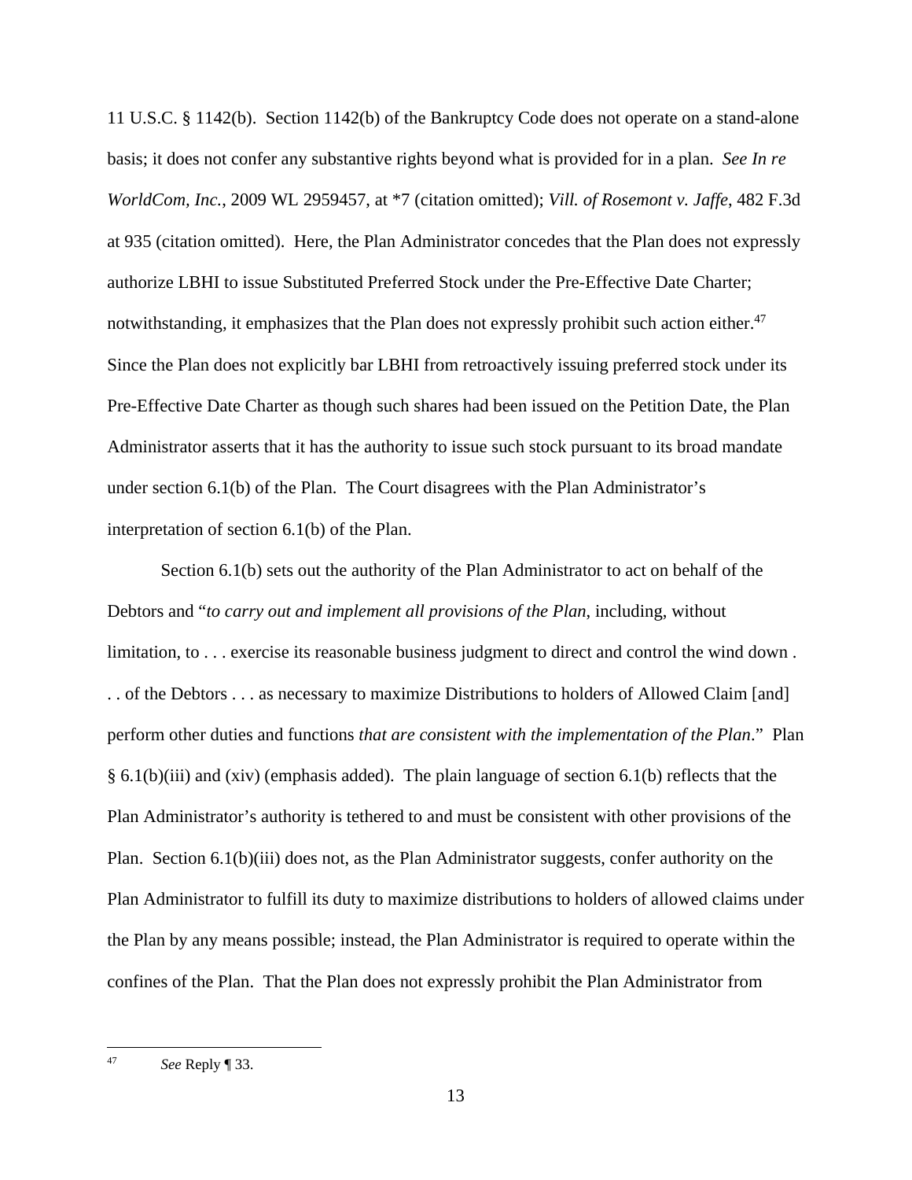11 U.S.C. § 1142(b). Section 1142(b) of the Bankruptcy Code does not operate on a stand-alone basis; it does not confer any substantive rights beyond what is provided for in a plan. *See In re WorldCom, Inc.*, 2009 WL 2959457, at *7 (citation omitted); *Vill. of Rosemont v. Jaffe*, 482 F.3d at 935 (citation omitted). Here, the Plan Administrator concedes that the Plan does not expressly authorize LBHI to issue Substituted Preferred Stock under the Pre-Effective Date Charter; notwithstanding, it emphasizes that the Plan does not expressly prohibit such action either.[47] Since the Plan does not explicitly bar LBHI from retroactively issuing preferred stock under its Pre-Effective Date Charter as though such shares had been issued on the Petition Date, the Plan Administrator asserts that it has the authority to issue such stock pursuant to its broad mandate under section 6.1(b) of the Plan. The Court disagrees with the Plan Administrator's interpretation of section 6.1(b) of the Plan.

Section 6.1(b) sets out the authority of the Plan Administrator to act on behalf of the Debtors and "*to carry out and implement all provisions of the Plan*, including, without limitation, to . . . exercise its reasonable business judgment to direct and control the wind down . . . of the Debtors . . . as necessary to maximize Distributions to holders of Allowed Claim [and] perform other duties and functions *that are consistent with the implementation of the Plan*." Plan § 6.1(b)(iii) and (xiv) (emphasis added). The plain language of section 6.1(b) reflects that the Plan Administrator's authority is tethered to and must be consistent with other provisions of the Plan. Section 6.1(b)(iii) does not, as the Plan Administrator suggests, confer authority on the Plan Administrator to fulfill its duty to maximize distributions to holders of allowed claims under the Plan by any means possible; instead, the Plan Administrator is required to operate within the confines of the Plan. That the Plan does not expressly prohibit the Plan Administrator from

---

[47] *See* Reply ¶ 33.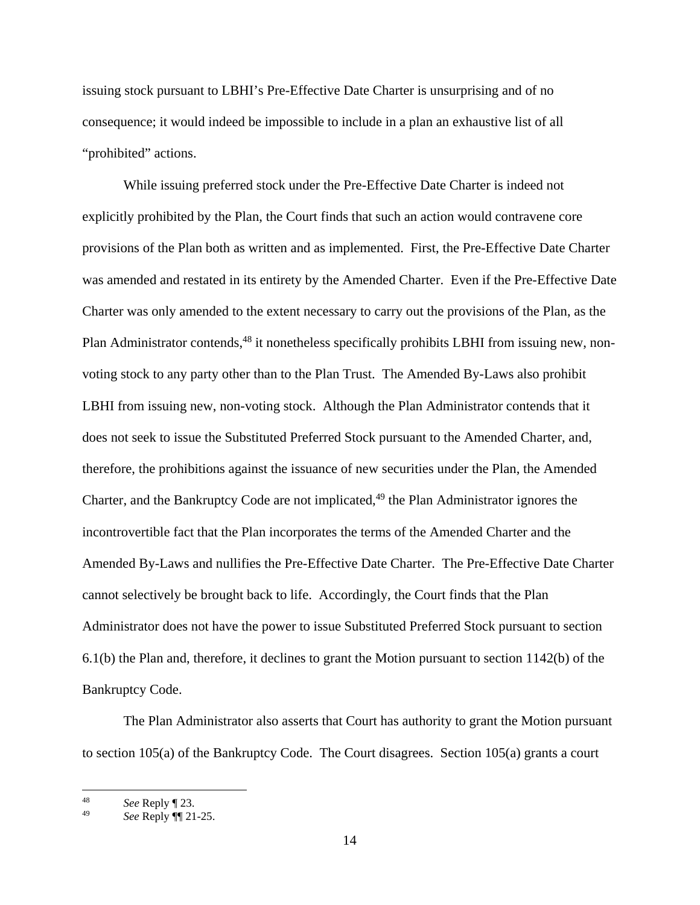issuing stock pursuant to LBHI's Pre-Effective Date Charter is unsurprising and of no consequence; it would indeed be impossible to include in a plan an exhaustive list of all "prohibited" actions.

While issuing preferred stock under the Pre-Effective Date Charter is indeed not explicitly prohibited by the Plan, the Court finds that such an action would contravene core provisions of the Plan both as written and as implemented. First, the Pre-Effective Date Charter was amended and restated in its entirety by the Amended Charter. Even if the Pre-Effective Date Charter was only amended to the extent necessary to carry out the provisions of the Plan, as the Plan Administrator contends,[48] it nonetheless specifically prohibits LBHI from issuing new, non-voting stock to any party other than to the Plan Trust. The Amended By-Laws also prohibit LBHI from issuing new, non-voting stock. Although the Plan Administrator contends that it does not seek to issue the Substituted Preferred Stock pursuant to the Amended Charter, and, therefore, the prohibitions against the issuance of new securities under the Plan, the Amended Charter, and the Bankruptcy Code are not implicated,[49] the Plan Administrator ignores the incontrovertible fact that the Plan incorporates the terms of the Amended Charter and the Amended By-Laws and nullifies the Pre-Effective Date Charter. The Pre-Effective Date Charter cannot selectively be brought back to life. Accordingly, the Court finds that the Plan Administrator does not have the power to issue Substituted Preferred Stock pursuant to section 6.1(b) the Plan and, therefore, it declines to grant the Motion pursuant to section 1142(b) of the Bankruptcy Code.

The Plan Administrator also asserts that Court has authority to grant the Motion pursuant to section 105(a) of the Bankruptcy Code. The Court disagrees. Section 105(a) grants a court

---

[48] *See* Reply ¶ 23.

[49] *See* Reply ¶¶ 21-25.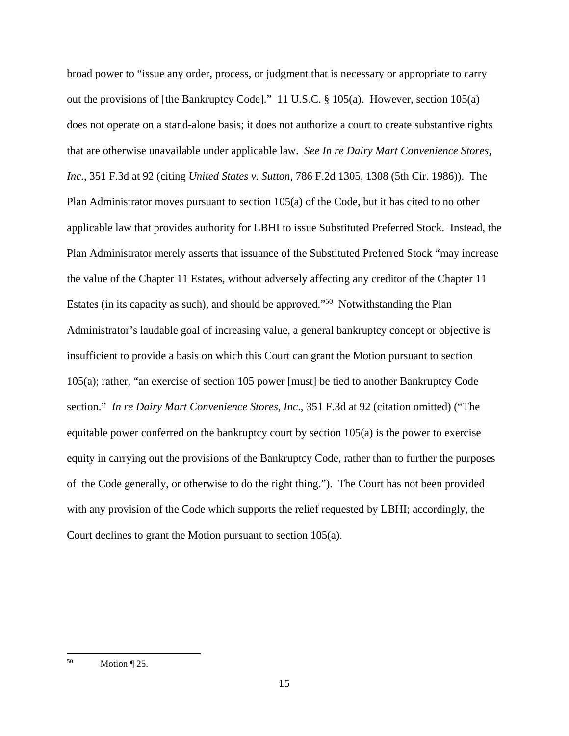broad power to "issue any order, process, or judgment that is necessary or appropriate to carry out the provisions of [the Bankruptcy Code]." 11 U.S.C. § 105(a). However, section 105(a) does not operate on a stand-alone basis; it does not authorize a court to create substantive rights that are otherwise unavailable under applicable law. *See In re Dairy Mart Convenience Stores, Inc*., 351 F.3d at 92 (citing *United States v. Sutton*, 786 F.2d 1305, 1308 (5th Cir. 1986)). The Plan Administrator moves pursuant to section 105(a) of the Code, but it has cited to no other applicable law that provides authority for LBHI to issue Substituted Preferred Stock. Instead, the Plan Administrator merely asserts that issuance of the Substituted Preferred Stock "may increase the value of the Chapter 11 Estates, without adversely affecting any creditor of the Chapter 11 Estates (in its capacity as such), and should be approved."[50] Notwithstanding the Plan Administrator's laudable goal of increasing value, a general bankruptcy concept or objective is insufficient to provide a basis on which this Court can grant the Motion pursuant to section 105(a); rather, "an exercise of section 105 power [must] be tied to another Bankruptcy Code section." *In re Dairy Mart Convenience Stores, Inc*., 351 F.3d at 92 (citation omitted) ("The equitable power conferred on the bankruptcy court by section 105(a) is the power to exercise equity in carrying out the provisions of the Bankruptcy Code, rather than to further the purposes of the Code generally, or otherwise to do the right thing."). The Court has not been provided with any provision of the Code which supports the relief requested by LBHI; accordingly, the Court declines to grant the Motion pursuant to section 105(a).

---

[50] Motion ¶ 25.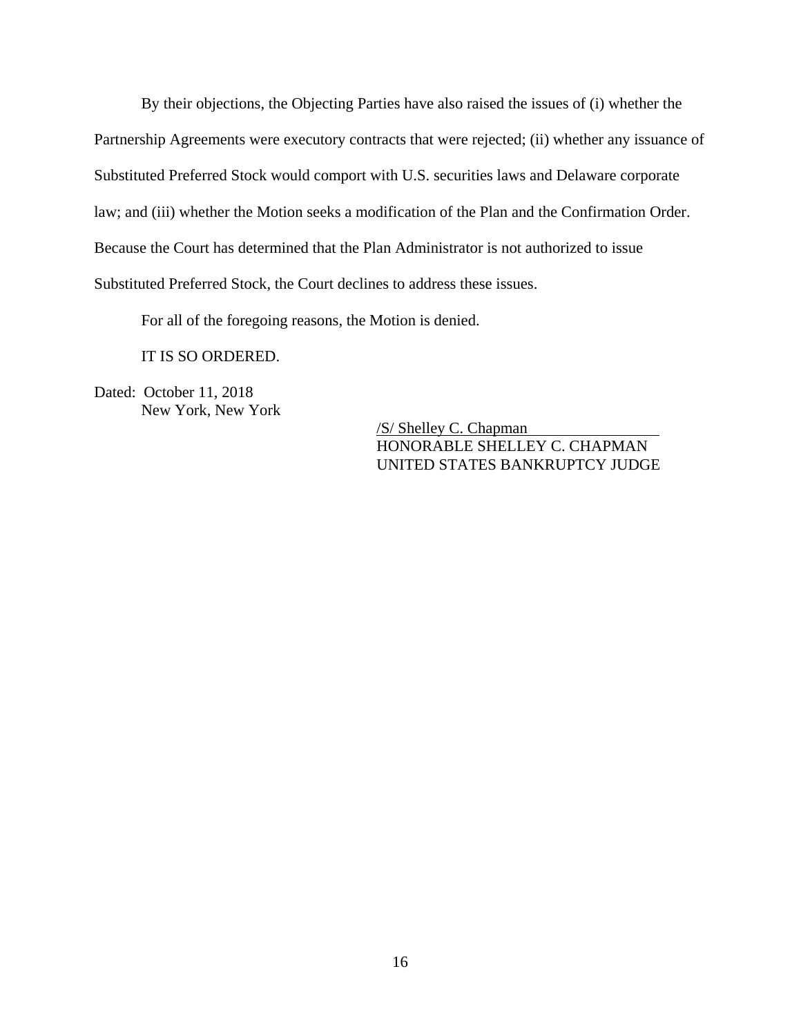By their objections, the Objecting Parties have also raised the issues of (i) whether the Partnership Agreements were executory contracts that were rejected; (ii) whether any issuance of Substituted Preferred Stock would comport with U.S. securities laws and Delaware corporate law; and (iii) whether the Motion seeks a modification of the Plan and the Confirmation Order. Because the Court has determined that the Plan Administrator is not authorized to issue Substituted Preferred Stock, the Court declines to address these issues.

For all of the foregoing reasons, the Motion is denied.

IT IS SO ORDERED.

Dated: October 11, 2018
New York, New York

/S/ Shelley C. Chapman
HONORABLE SHELLEY C. CHAPMAN
UNITED STATES BANKRUPTCY JUDGE